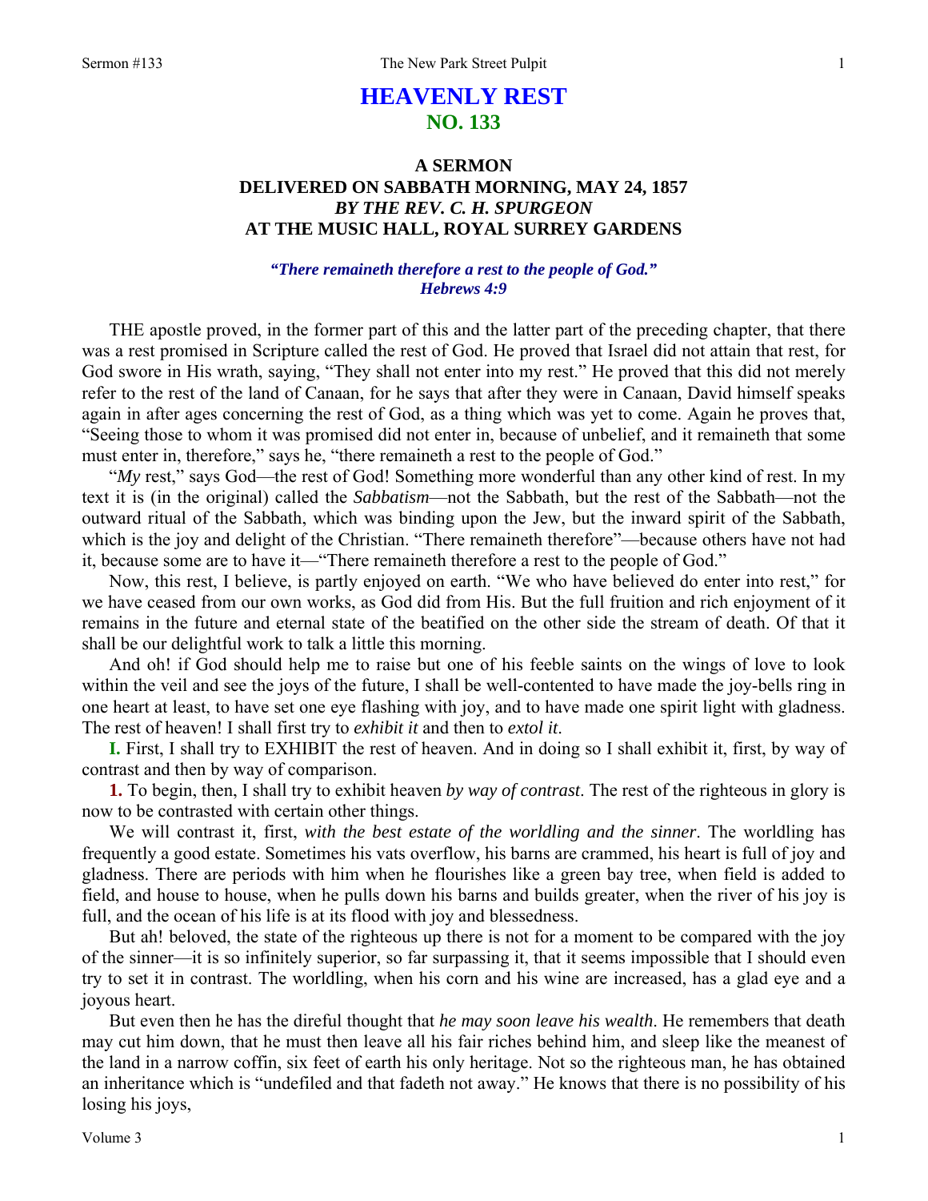# HEAVENLY REST
## NO. 133

### A SERMON
### DELIVERED ON SABBATH MORNING, MAY 24, 1857
### *BY THE REV. C. H. SPURGEON*
### AT THE MUSIC HALL, ROYAL SURREY GARDENS

***"There remaineth therefore a rest to the people of God."***
***Hebrews 4:9***

THE apostle proved, in the former part of this and the latter part of the preceding chapter, that there was a rest promised in Scripture called the rest of God. He proved that Israel did not attain that rest, for God swore in His wrath, saying, "They shall not enter into my rest." He proved that this did not merely refer to the rest of the land of Canaan, for he says that after they were in Canaan, David himself speaks again in after ages concerning the rest of God, as a thing which was yet to come. Again he proves that, "Seeing those to whom it was promised did not enter in, because of unbelief, and it remaineth that some must enter in, therefore," says he, "there remaineth a rest to the people of God."

"*My* rest," says God—the rest of God! Something more wonderful than any other kind of rest. In my text it is (in the original) called the *Sabbatism*—not the Sabbath, but the rest of the Sabbath—not the outward ritual of the Sabbath, which was binding upon the Jew, but the inward spirit of the Sabbath, which is the joy and delight of the Christian. "There remaineth therefore"—because others have not had it, because some are to have it—"There remaineth therefore a rest to the people of God."

Now, this rest, I believe, is partly enjoyed on earth. "We who have believed do enter into rest," for we have ceased from our own works, as God did from His. But the full fruition and rich enjoyment of it remains in the future and eternal state of the beatified on the other side the stream of death. Of that it shall be our delightful work to talk a little this morning.

And oh! if God should help me to raise but one of his feeble saints on the wings of love to look within the veil and see the joys of the future, I shall be well-contented to have made the joy-bells ring in one heart at least, to have set one eye flashing with joy, and to have made one spirit light with gladness. The rest of heaven! I shall first try to *exhibit it* and then to *extol it*.

**I.** First, I shall try to EXHIBIT the rest of heaven. And in doing so I shall exhibit it, first, by way of contrast and then by way of comparison.

**1.** To begin, then, I shall try to exhibit heaven *by way of contrast*. The rest of the righteous in glory is now to be contrasted with certain other things.

We will contrast it, first, *with the best estate of the worldling and the sinner*. The worldling has frequently a good estate. Sometimes his vats overflow, his barns are crammed, his heart is full of joy and gladness. There are periods with him when he flourishes like a green bay tree, when field is added to field, and house to house, when he pulls down his barns and builds greater, when the river of his joy is full, and the ocean of his life is at its flood with joy and blessedness.

But ah! beloved, the state of the righteous up there is not for a moment to be compared with the joy of the sinner—it is so infinitely superior, so far surpassing it, that it seems impossible that I should even try to set it in contrast. The worldling, when his corn and his wine are increased, has a glad eye and a joyous heart.

But even then he has the direful thought that *he may soon leave his wealth*. He remembers that death may cut him down, that he must then leave all his fair riches behind him, and sleep like the meanest of the land in a narrow coffin, six feet of earth his only heritage. Not so the righteous man, he has obtained an inheritance which is "undefiled and that fadeth not away." He knows that there is no possibility of his losing his joys,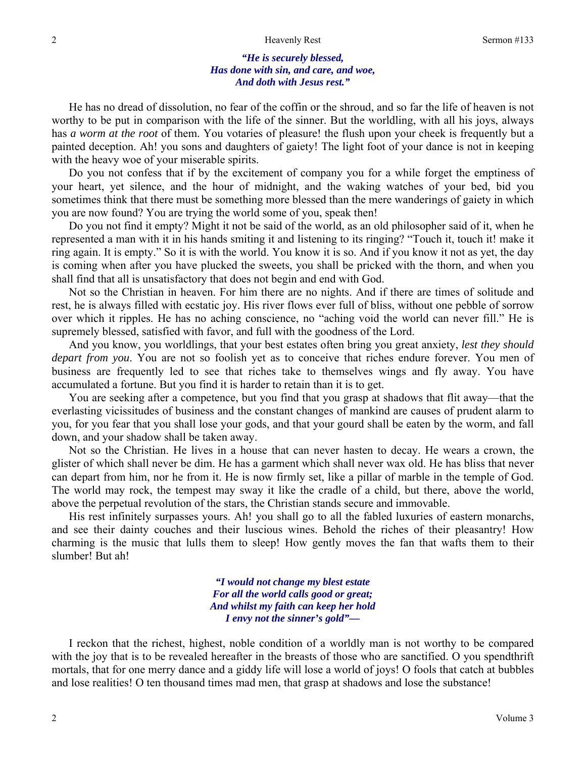***"He is securely blessed,***
***Has done with sin, and care, and woe,***
***And doth with Jesus rest."***

He has no dread of dissolution, no fear of the coffin or the shroud, and so far the life of heaven is not worthy to be put in comparison with the life of the sinner. But the worldling, with all his joys, always has *a worm at the root* of them. You votaries of pleasure! the flush upon your cheek is frequently but a painted deception. Ah! you sons and daughters of gaiety! The light foot of your dance is not in keeping with the heavy woe of your miserable spirits.

Do you not confess that if by the excitement of company you for a while forget the emptiness of your heart, yet silence, and the hour of midnight, and the waking watches of your bed, bid you sometimes think that there must be something more blessed than the mere wanderings of gaiety in which you are now found? You are trying the world some of you, speak then!

Do you not find it empty? Might it not be said of the world, as an old philosopher said of it, when he represented a man with it in his hands smiting it and listening to its ringing? "Touch it, touch it! make it ring again. It is empty." So it is with the world. You know it is so. And if you know it not as yet, the day is coming when after you have plucked the sweets, you shall be pricked with the thorn, and when you shall find that all is unsatisfactory that does not begin and end with God.

Not so the Christian in heaven. For him there are no nights. And if there are times of solitude and rest, he is always filled with ecstatic joy. His river flows ever full of bliss, without one pebble of sorrow over which it ripples. He has no aching conscience, no "aching void the world can never fill." He is supremely blessed, satisfied with favor, and full with the goodness of the Lord.

And you know, you worldlings, that your best estates often bring you great anxiety, *lest they should depart from you*. You are not so foolish yet as to conceive that riches endure forever. You men of business are frequently led to see that riches take to themselves wings and fly away. You have accumulated a fortune. But you find it is harder to retain than it is to get.

You are seeking after a competence, but you find that you grasp at shadows that flit away—that the everlasting vicissitudes of business and the constant changes of mankind are causes of prudent alarm to you, for you fear that you shall lose your gods, and that your gourd shall be eaten by the worm, and fall down, and your shadow shall be taken away.

Not so the Christian. He lives in a house that can never hasten to decay. He wears a crown, the glister of which shall never be dim. He has a garment which shall never wax old. He has bliss that never can depart from him, nor he from it. He is now firmly set, like a pillar of marble in the temple of God. The world may rock, the tempest may sway it like the cradle of a child, but there, above the world, above the perpetual revolution of the stars, the Christian stands secure and immovable.

His rest infinitely surpasses yours. Ah! you shall go to all the fabled luxuries of eastern monarchs, and see their dainty couches and their luscious wines. Behold the riches of their pleasantry! How charming is the music that lulls them to sleep! How gently moves the fan that wafts them to their slumber! But ah!

***"I would not change my blest estate***
***For all the world calls good or great;***
***And whilst my faith can keep her hold***
***I envy not the sinner's gold"—***

I reckon that the richest, highest, noble condition of a worldly man is not worthy to be compared with the joy that is to be revealed hereafter in the breasts of those who are sanctified. O you spendthrift mortals, that for one merry dance and a giddy life will lose a world of joys! O fools that catch at bubbles and lose realities! O ten thousand times mad men, that grasp at shadows and lose the substance!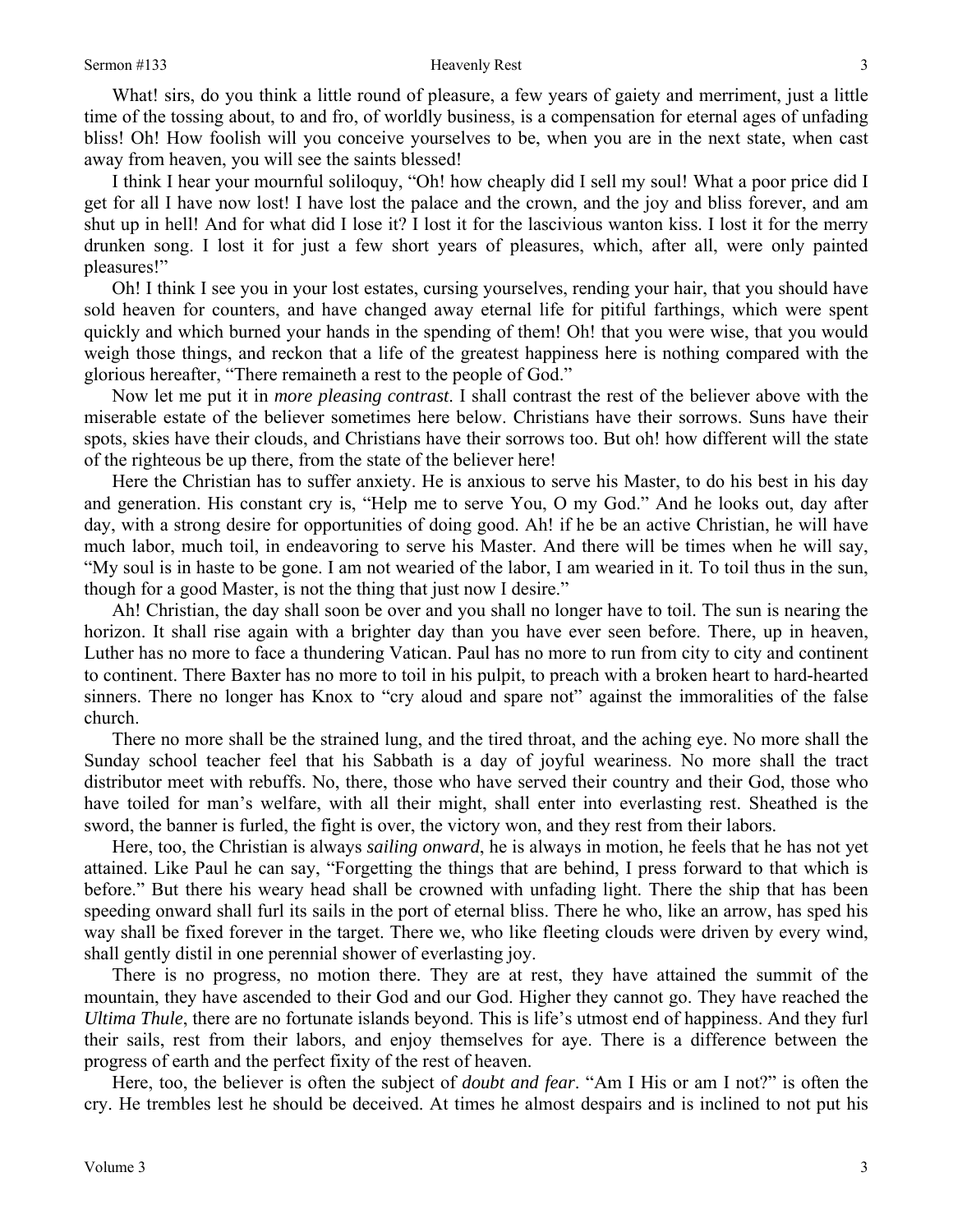What! sirs, do you think a little round of pleasure, a few years of gaiety and merriment, just a little time of the tossing about, to and fro, of worldly business, is a compensation for eternal ages of unfading bliss! Oh! How foolish will you conceive yourselves to be, when you are in the next state, when cast away from heaven, you will see the saints blessed!

I think I hear your mournful soliloquy, "Oh! how cheaply did I sell my soul! What a poor price did I get for all I have now lost! I have lost the palace and the crown, and the joy and bliss forever, and am shut up in hell! And for what did I lose it? I lost it for the lascivious wanton kiss. I lost it for the merry drunken song. I lost it for just a few short years of pleasures, which, after all, were only painted pleasures!"

Oh! I think I see you in your lost estates, cursing yourselves, rending your hair, that you should have sold heaven for counters, and have changed away eternal life for pitiful farthings, which were spent quickly and which burned your hands in the spending of them! Oh! that you were wise, that you would weigh those things, and reckon that a life of the greatest happiness here is nothing compared with the glorious hereafter, "There remaineth a rest to the people of God."

Now let me put it in *more pleasing contrast*. I shall contrast the rest of the believer above with the miserable estate of the believer sometimes here below. Christians have their sorrows. Suns have their spots, skies have their clouds, and Christians have their sorrows too. But oh! how different will the state of the righteous be up there, from the state of the believer here!

Here the Christian has to suffer anxiety. He is anxious to serve his Master, to do his best in his day and generation. His constant cry is, "Help me to serve You, O my God." And he looks out, day after day, with a strong desire for opportunities of doing good. Ah! if he be an active Christian, he will have much labor, much toil, in endeavoring to serve his Master. And there will be times when he will say, "My soul is in haste to be gone. I am not wearied of the labor, I am wearied in it. To toil thus in the sun, though for a good Master, is not the thing that just now I desire."

Ah! Christian, the day shall soon be over and you shall no longer have to toil. The sun is nearing the horizon. It shall rise again with a brighter day than you have ever seen before. There, up in heaven, Luther has no more to face a thundering Vatican. Paul has no more to run from city to city and continent to continent. There Baxter has no more to toil in his pulpit, to preach with a broken heart to hard-hearted sinners. There no longer has Knox to "cry aloud and spare not" against the immoralities of the false church.

There no more shall be the strained lung, and the tired throat, and the aching eye. No more shall the Sunday school teacher feel that his Sabbath is a day of joyful weariness. No more shall the tract distributor meet with rebuffs. No, there, those who have served their country and their God, those who have toiled for man's welfare, with all their might, shall enter into everlasting rest. Sheathed is the sword, the banner is furled, the fight is over, the victory won, and they rest from their labors.

Here, too, the Christian is always *sailing onward*, he is always in motion, he feels that he has not yet attained. Like Paul he can say, "Forgetting the things that are behind, I press forward to that which is before." But there his weary head shall be crowned with unfading light. There the ship that has been speeding onward shall furl its sails in the port of eternal bliss. There he who, like an arrow, has sped his way shall be fixed forever in the target. There we, who like fleeting clouds were driven by every wind, shall gently distil in one perennial shower of everlasting joy.

There is no progress, no motion there. They are at rest, they have attained the summit of the mountain, they have ascended to their God and our God. Higher they cannot go. They have reached the *Ultima Thule*, there are no fortunate islands beyond. This is life's utmost end of happiness. And they furl their sails, rest from their labors, and enjoy themselves for aye. There is a difference between the progress of earth and the perfect fixity of the rest of heaven.

Here, too, the believer is often the subject of *doubt and fear*. "Am I His or am I not?" is often the cry. He trembles lest he should be deceived. At times he almost despairs and is inclined to not put his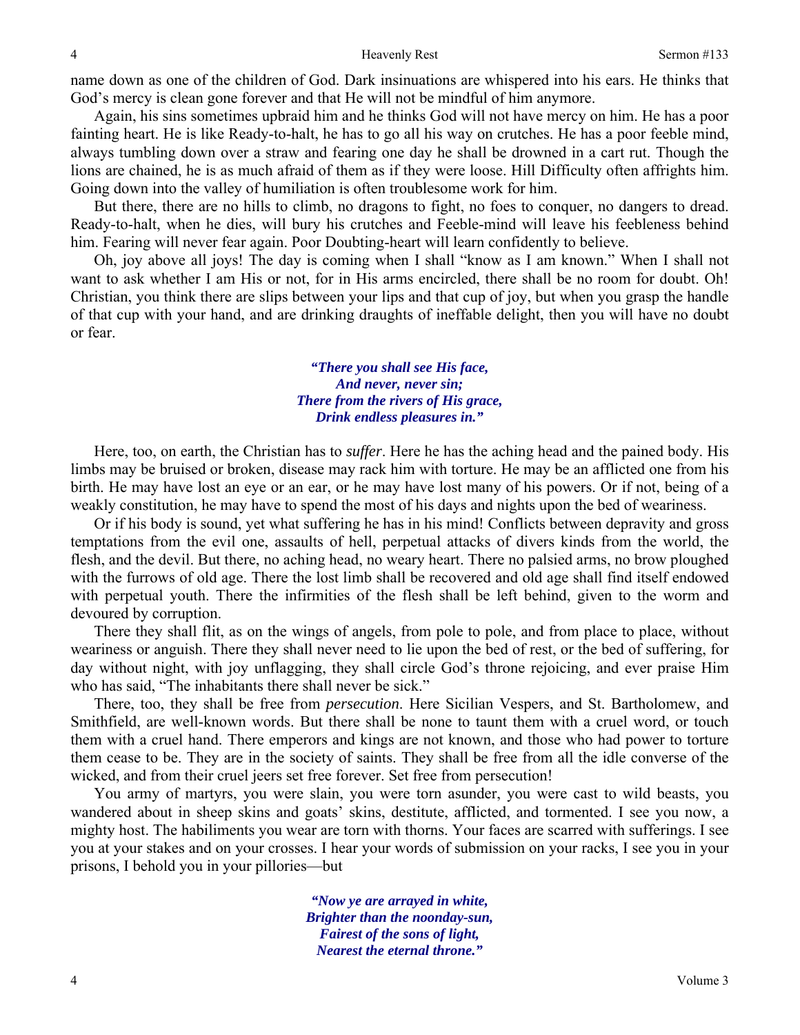name down as one of the children of God. Dark insinuations are whispered into his ears. He thinks that God's mercy is clean gone forever and that He will not be mindful of him anymore.

Again, his sins sometimes upbraid him and he thinks God will not have mercy on him. He has a poor fainting heart. He is like Ready-to-halt, he has to go all his way on crutches. He has a poor feeble mind, always tumbling down over a straw and fearing one day he shall be drowned in a cart rut. Though the lions are chained, he is as much afraid of them as if they were loose. Hill Difficulty often affrights him. Going down into the valley of humiliation is often troublesome work for him.

But there, there are no hills to climb, no dragons to fight, no foes to conquer, no dangers to dread. Ready-to-halt, when he dies, will bury his crutches and Feeble-mind will leave his feebleness behind him. Fearing will never fear again. Poor Doubting-heart will learn confidently to believe.

Oh, joy above all joys! The day is coming when I shall "know as I am known." When I shall not want to ask whether I am His or not, for in His arms encircled, there shall be no room for doubt. Oh! Christian, you think there are slips between your lips and that cup of joy, but when you grasp the handle of that cup with your hand, and are drinking draughts of ineffable delight, then you will have no doubt or fear.

> ***"There you shall see His face,***
> ***And never, never sin;***
> ***There from the rivers of His grace,***
> ***Drink endless pleasures in."***

Here, too, on earth, the Christian has to *suffer*. Here he has the aching head and the pained body. His limbs may be bruised or broken, disease may rack him with torture. He may be an afflicted one from his birth. He may have lost an eye or an ear, or he may have lost many of his powers. Or if not, being of a weakly constitution, he may have to spend the most of his days and nights upon the bed of weariness.

Or if his body is sound, yet what suffering he has in his mind! Conflicts between depravity and gross temptations from the evil one, assaults of hell, perpetual attacks of divers kinds from the world, the flesh, and the devil. But there, no aching head, no weary heart. There no palsied arms, no brow ploughed with the furrows of old age. There the lost limb shall be recovered and old age shall find itself endowed with perpetual youth. There the infirmities of the flesh shall be left behind, given to the worm and devoured by corruption.

There they shall flit, as on the wings of angels, from pole to pole, and from place to place, without weariness or anguish. There they shall never need to lie upon the bed of rest, or the bed of suffering, for day without night, with joy unflagging, they shall circle God's throne rejoicing, and ever praise Him who has said, "The inhabitants there shall never be sick."

There, too, they shall be free from *persecution*. Here Sicilian Vespers, and St. Bartholomew, and Smithfield, are well-known words. But there shall be none to taunt them with a cruel word, or touch them with a cruel hand. There emperors and kings are not known, and those who had power to torture them cease to be. They are in the society of saints. They shall be free from all the idle converse of the wicked, and from their cruel jeers set free forever. Set free from persecution!

You army of martyrs, you were slain, you were torn asunder, you were cast to wild beasts, you wandered about in sheep skins and goats' skins, destitute, afflicted, and tormented. I see you now, a mighty host. The habiliments you wear are torn with thorns. Your faces are scarred with sufferings. I see you at your stakes and on your crosses. I hear your words of submission on your racks, I see you in your prisons, I behold you in your pillories—but

> ***"Now ye are arrayed in white,***
> ***Brighter than the noonday-sun,***
> ***Fairest of the sons of light,***
> ***Nearest the eternal throne."***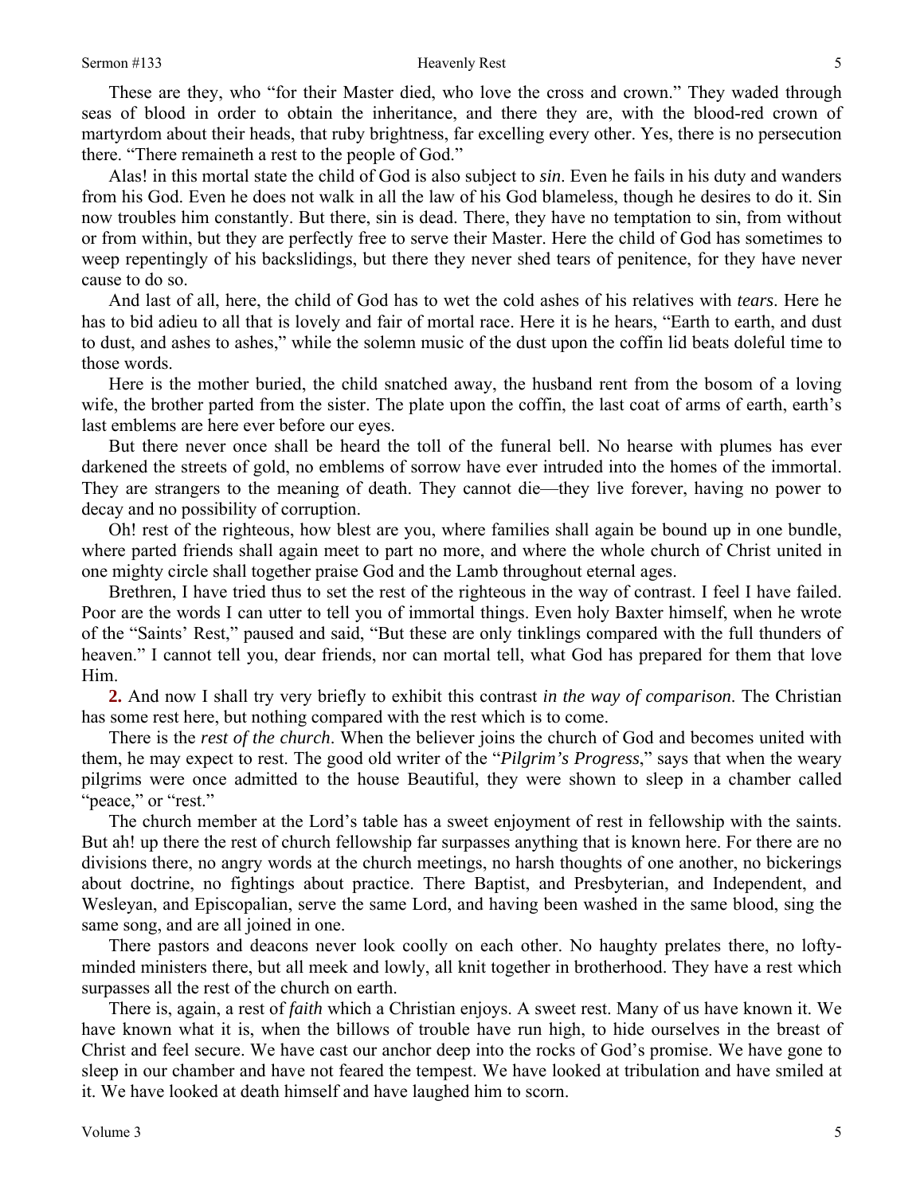These are they, who "for their Master died, who love the cross and crown." They waded through seas of blood in order to obtain the inheritance, and there they are, with the blood-red crown of martyrdom about their heads, that ruby brightness, far excelling every other. Yes, there is no persecution there. "There remaineth a rest to the people of God."

Alas! in this mortal state the child of God is also subject to *sin*. Even he fails in his duty and wanders from his God. Even he does not walk in all the law of his God blameless, though he desires to do it. Sin now troubles him constantly. But there, sin is dead. There, they have no temptation to sin, from without or from within, but they are perfectly free to serve their Master. Here the child of God has sometimes to weep repentingly of his backslidings, but there they never shed tears of penitence, for they have never cause to do so.

And last of all, here, the child of God has to wet the cold ashes of his relatives with *tears*. Here he has to bid adieu to all that is lovely and fair of mortal race. Here it is he hears, "Earth to earth, and dust to dust, and ashes to ashes," while the solemn music of the dust upon the coffin lid beats doleful time to those words.

Here is the mother buried, the child snatched away, the husband rent from the bosom of a loving wife, the brother parted from the sister. The plate upon the coffin, the last coat of arms of earth, earth's last emblems are here ever before our eyes.

But there never once shall be heard the toll of the funeral bell. No hearse with plumes has ever darkened the streets of gold, no emblems of sorrow have ever intruded into the homes of the immortal. They are strangers to the meaning of death. They cannot die—they live forever, having no power to decay and no possibility of corruption.

Oh! rest of the righteous, how blest are you, where families shall again be bound up in one bundle, where parted friends shall again meet to part no more, and where the whole church of Christ united in one mighty circle shall together praise God and the Lamb throughout eternal ages.

Brethren, I have tried thus to set the rest of the righteous in the way of contrast. I feel I have failed. Poor are the words I can utter to tell you of immortal things. Even holy Baxter himself, when he wrote of the "Saints' Rest," paused and said, "But these are only tinklings compared with the full thunders of heaven." I cannot tell you, dear friends, nor can mortal tell, what God has prepared for them that love Him.

**2.** And now I shall try very briefly to exhibit this contrast *in the way of comparison*. The Christian has some rest here, but nothing compared with the rest which is to come.

There is the *rest of the church*. When the believer joins the church of God and becomes united with them, he may expect to rest. The good old writer of the "*Pilgrim's Progress*," says that when the weary pilgrims were once admitted to the house Beautiful, they were shown to sleep in a chamber called "peace," or "rest."

The church member at the Lord's table has a sweet enjoyment of rest in fellowship with the saints. But ah! up there the rest of church fellowship far surpasses anything that is known here. For there are no divisions there, no angry words at the church meetings, no harsh thoughts of one another, no bickerings about doctrine, no fightings about practice. There Baptist, and Presbyterian, and Independent, and Wesleyan, and Episcopalian, serve the same Lord, and having been washed in the same blood, sing the same song, and are all joined in one.

There pastors and deacons never look coolly on each other. No haughty prelates there, no lofty-minded ministers there, but all meek and lowly, all knit together in brotherhood. They have a rest which surpasses all the rest of the church on earth.

There is, again, a rest of *faith* which a Christian enjoys. A sweet rest. Many of us have known it. We have known what it is, when the billows of trouble have run high, to hide ourselves in the breast of Christ and feel secure. We have cast our anchor deep into the rocks of God's promise. We have gone to sleep in our chamber and have not feared the tempest. We have looked at tribulation and have smiled at it. We have looked at death himself and have laughed him to scorn.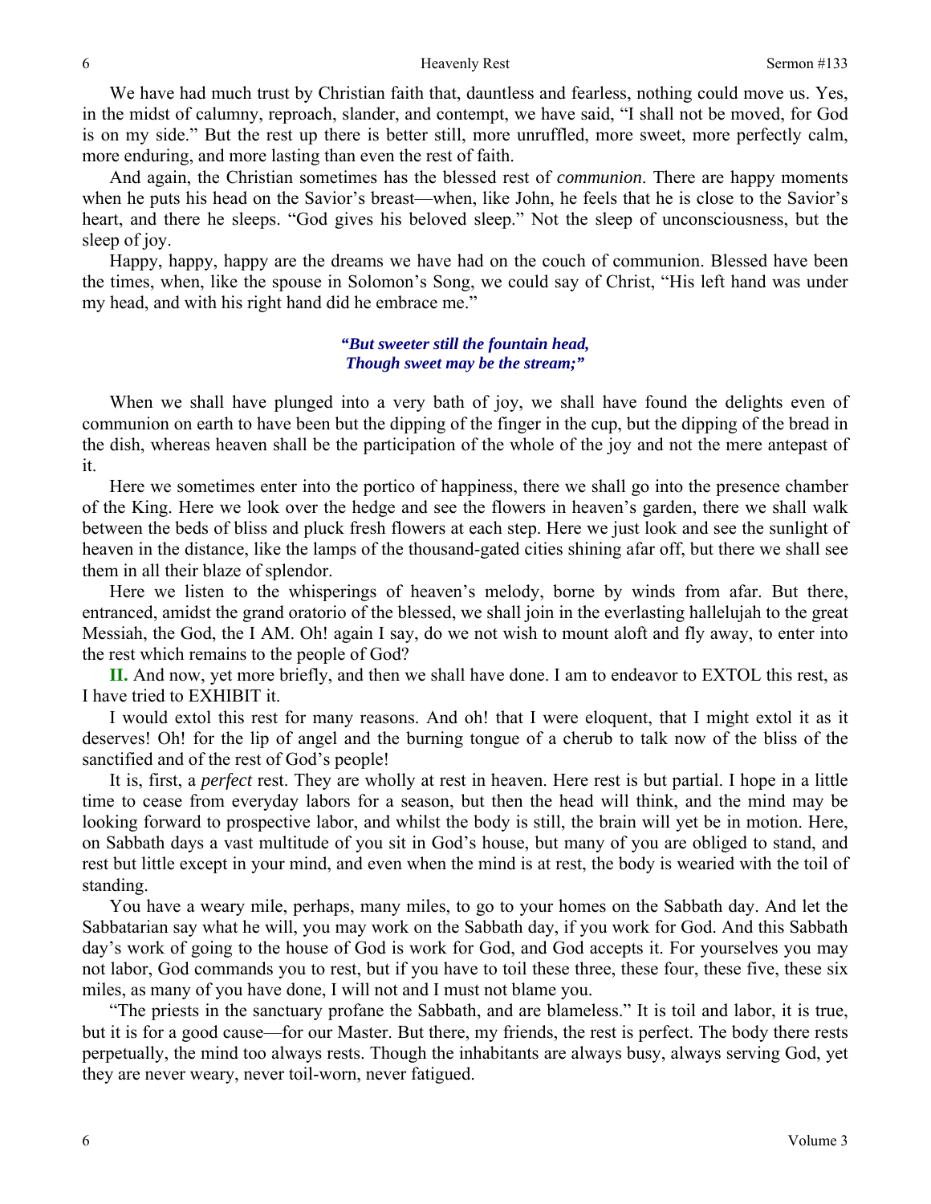We have had much trust by Christian faith that, dauntless and fearless, nothing could move us. Yes, in the midst of calumny, reproach, slander, and contempt, we have said, "I shall not be moved, for God is on my side." But the rest up there is better still, more unruffled, more sweet, more perfectly calm, more enduring, and more lasting than even the rest of faith.

And again, the Christian sometimes has the blessed rest of *communion*. There are happy moments when he puts his head on the Savior's breast—when, like John, he feels that he is close to the Savior's heart, and there he sleeps. "God gives his beloved sleep." Not the sleep of unconsciousness, but the sleep of joy.

Happy, happy, happy are the dreams we have had on the couch of communion. Blessed have been the times, when, like the spouse in Solomon's Song, we could say of Christ, "His left hand was under my head, and with his right hand did he embrace me."

***"But sweeter still the fountain head,***
***Though sweet may be the stream;"***

When we shall have plunged into a very bath of joy, we shall have found the delights even of communion on earth to have been but the dipping of the finger in the cup, but the dipping of the bread in the dish, whereas heaven shall be the participation of the whole of the joy and not the mere antepast of it.

Here we sometimes enter into the portico of happiness, there we shall go into the presence chamber of the King. Here we look over the hedge and see the flowers in heaven's garden, there we shall walk between the beds of bliss and pluck fresh flowers at each step. Here we just look and see the sunlight of heaven in the distance, like the lamps of the thousand-gated cities shining afar off, but there we shall see them in all their blaze of splendor.

Here we listen to the whisperings of heaven's melody, borne by winds from afar. But there, entranced, amidst the grand oratorio of the blessed, we shall join in the everlasting hallelujah to the great Messiah, the God, the I AM. Oh! again I say, do we not wish to mount aloft and fly away, to enter into the rest which remains to the people of God?

**II.** And now, yet more briefly, and then we shall have done. I am to endeavor to EXTOL this rest, as I have tried to EXHIBIT it.

I would extol this rest for many reasons. And oh! that I were eloquent, that I might extol it as it deserves! Oh! for the lip of angel and the burning tongue of a cherub to talk now of the bliss of the sanctified and of the rest of God's people!

It is, first, a *perfect* rest. They are wholly at rest in heaven. Here rest is but partial. I hope in a little time to cease from everyday labors for a season, but then the head will think, and the mind may be looking forward to prospective labor, and whilst the body is still, the brain will yet be in motion. Here, on Sabbath days a vast multitude of you sit in God's house, but many of you are obliged to stand, and rest but little except in your mind, and even when the mind is at rest, the body is wearied with the toil of standing.

You have a weary mile, perhaps, many miles, to go to your homes on the Sabbath day. And let the Sabbatarian say what he will, you may work on the Sabbath day, if you work for God. And this Sabbath day's work of going to the house of God is work for God, and God accepts it. For yourselves you may not labor, God commands you to rest, but if you have to toil these three, these four, these five, these six miles, as many of you have done, I will not and I must not blame you.

"The priests in the sanctuary profane the Sabbath, and are blameless." It is toil and labor, it is true, but it is for a good cause—for our Master. But there, my friends, the rest is perfect. The body there rests perpetually, the mind too always rests. Though the inhabitants are always busy, always serving God, yet they are never weary, never toil-worn, never fatigued.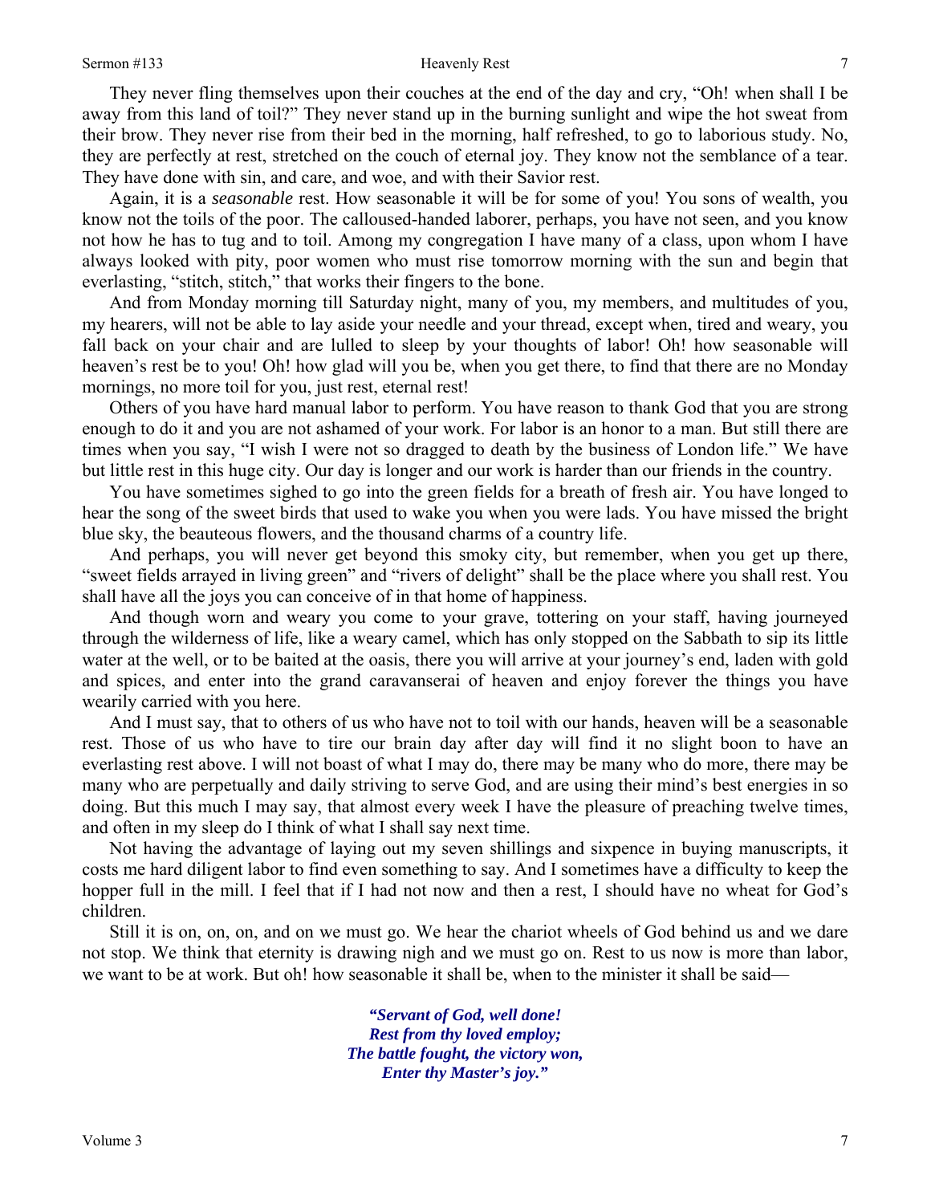They never fling themselves upon their couches at the end of the day and cry, "Oh! when shall I be away from this land of toil?" They never stand up in the burning sunlight and wipe the hot sweat from their brow. They never rise from their bed in the morning, half refreshed, to go to laborious study. No, they are perfectly at rest, stretched on the couch of eternal joy. They know not the semblance of a tear. They have done with sin, and care, and woe, and with their Savior rest.

Again, it is a *seasonable* rest. How seasonable it will be for some of you! You sons of wealth, you know not the toils of the poor. The calloused-handed laborer, perhaps, you have not seen, and you know not how he has to tug and to toil. Among my congregation I have many of a class, upon whom I have always looked with pity, poor women who must rise tomorrow morning with the sun and begin that everlasting, "stitch, stitch," that works their fingers to the bone.

And from Monday morning till Saturday night, many of you, my members, and multitudes of you, my hearers, will not be able to lay aside your needle and your thread, except when, tired and weary, you fall back on your chair and are lulled to sleep by your thoughts of labor! Oh! how seasonable will heaven's rest be to you! Oh! how glad will you be, when you get there, to find that there are no Monday mornings, no more toil for you, just rest, eternal rest!

Others of you have hard manual labor to perform. You have reason to thank God that you are strong enough to do it and you are not ashamed of your work. For labor is an honor to a man. But still there are times when you say, "I wish I were not so dragged to death by the business of London life." We have but little rest in this huge city. Our day is longer and our work is harder than our friends in the country.

You have sometimes sighed to go into the green fields for a breath of fresh air. You have longed to hear the song of the sweet birds that used to wake you when you were lads. You have missed the bright blue sky, the beauteous flowers, and the thousand charms of a country life.

And perhaps, you will never get beyond this smoky city, but remember, when you get up there, "sweet fields arrayed in living green" and "rivers of delight" shall be the place where you shall rest. You shall have all the joys you can conceive of in that home of happiness.

And though worn and weary you come to your grave, tottering on your staff, having journeyed through the wilderness of life, like a weary camel, which has only stopped on the Sabbath to sip its little water at the well, or to be baited at the oasis, there you will arrive at your journey's end, laden with gold and spices, and enter into the grand caravanserai of heaven and enjoy forever the things you have wearily carried with you here.

And I must say, that to others of us who have not to toil with our hands, heaven will be a seasonable rest. Those of us who have to tire our brain day after day will find it no slight boon to have an everlasting rest above. I will not boast of what I may do, there may be many who do more, there may be many who are perpetually and daily striving to serve God, and are using their mind's best energies in so doing. But this much I may say, that almost every week I have the pleasure of preaching twelve times, and often in my sleep do I think of what I shall say next time.

Not having the advantage of laying out my seven shillings and sixpence in buying manuscripts, it costs me hard diligent labor to find even something to say. And I sometimes have a difficulty to keep the hopper full in the mill. I feel that if I had not now and then a rest, I should have no wheat for God's children.

Still it is on, on, on, and on we must go. We hear the chariot wheels of God behind us and we dare not stop. We think that eternity is drawing nigh and we must go on. Rest to us now is more than labor, we want to be at work. But oh! how seasonable it shall be, when to the minister it shall be said—

> ***"Servant of God, well done!***
> ***Rest from thy loved employ;***
> ***The battle fought, the victory won,***
> ***Enter thy Master's joy."***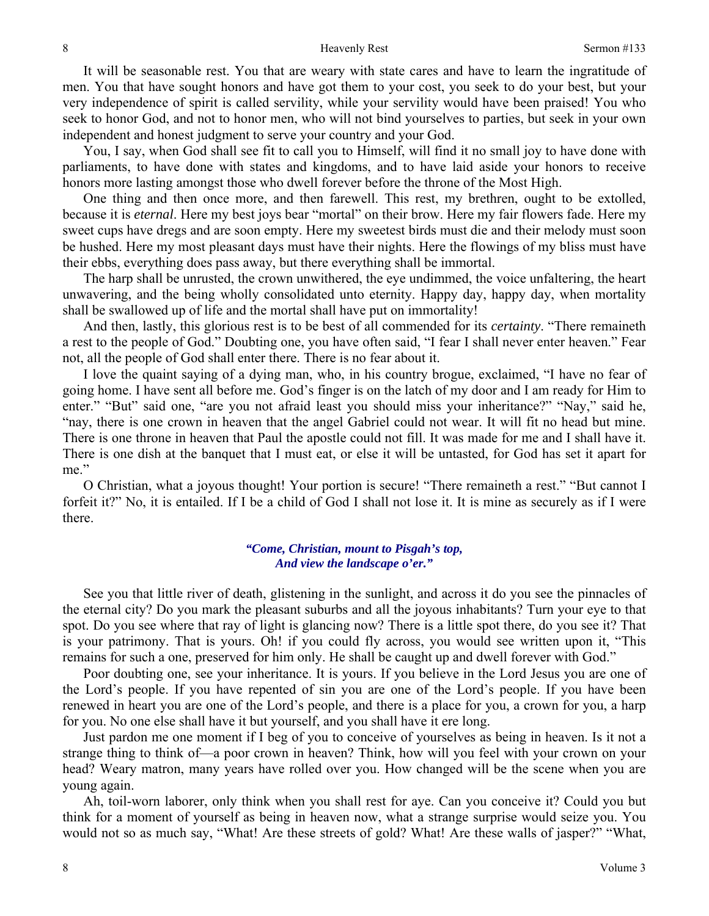It will be seasonable rest. You that are weary with state cares and have to learn the ingratitude of men. You that have sought honors and have got them to your cost, you seek to do your best, but your very independence of spirit is called servility, while your servility would have been praised! You who seek to honor God, and not to honor men, who will not bind yourselves to parties, but seek in your own independent and honest judgment to serve your country and your God.

You, I say, when God shall see fit to call you to Himself, will find it no small joy to have done with parliaments, to have done with states and kingdoms, and to have laid aside your honors to receive honors more lasting amongst those who dwell forever before the throne of the Most High.

One thing and then once more, and then farewell. This rest, my brethren, ought to be extolled, because it is *eternal*. Here my best joys bear "mortal" on their brow. Here my fair flowers fade. Here my sweet cups have dregs and are soon empty. Here my sweetest birds must die and their melody must soon be hushed. Here my most pleasant days must have their nights. Here the flowings of my bliss must have their ebbs, everything does pass away, but there everything shall be immortal.

The harp shall be unrusted, the crown unwithered, the eye undimmed, the voice unfaltering, the heart unwavering, and the being wholly consolidated unto eternity. Happy day, happy day, when mortality shall be swallowed up of life and the mortal shall have put on immortality!

And then, lastly, this glorious rest is to be best of all commended for its *certainty*. "There remaineth a rest to the people of God." Doubting one, you have often said, "I fear I shall never enter heaven." Fear not, all the people of God shall enter there. There is no fear about it.

I love the quaint saying of a dying man, who, in his country brogue, exclaimed, "I have no fear of going home. I have sent all before me. God's finger is on the latch of my door and I am ready for Him to enter." "But" said one, "are you not afraid least you should miss your inheritance?" "Nay," said he, "nay, there is one crown in heaven that the angel Gabriel could not wear. It will fit no head but mine. There is one throne in heaven that Paul the apostle could not fill. It was made for me and I shall have it. There is one dish at the banquet that I must eat, or else it will be untasted, for God has set it apart for me."

O Christian, what a joyous thought! Your portion is secure! "There remaineth a rest." "But cannot I forfeit it?" No, it is entailed. If I be a child of God I shall not lose it. It is mine as securely as if I were there.

> ***"Come, Christian, mount to Pisgah's top,***
> ***And view the landscape o'er."***

See you that little river of death, glistening in the sunlight, and across it do you see the pinnacles of the eternal city? Do you mark the pleasant suburbs and all the joyous inhabitants? Turn your eye to that spot. Do you see where that ray of light is glancing now? There is a little spot there, do you see it? That is your patrimony. That is yours. Oh! if you could fly across, you would see written upon it, "This remains for such a one, preserved for him only. He shall be caught up and dwell forever with God."

Poor doubting one, see your inheritance. It is yours. If you believe in the Lord Jesus you are one of the Lord's people. If you have repented of sin you are one of the Lord's people. If you have been renewed in heart you are one of the Lord's people, and there is a place for you, a crown for you, a harp for you. No one else shall have it but yourself, and you shall have it ere long.

Just pardon me one moment if I beg of you to conceive of yourselves as being in heaven. Is it not a strange thing to think of—a poor crown in heaven? Think, how will you feel with your crown on your head? Weary matron, many years have rolled over you. How changed will be the scene when you are young again.

Ah, toil-worn laborer, only think when you shall rest for aye. Can you conceive it? Could you but think for a moment of yourself as being in heaven now, what a strange surprise would seize you. You would not so as much say, "What! Are these streets of gold? What! Are these walls of jasper?" "What,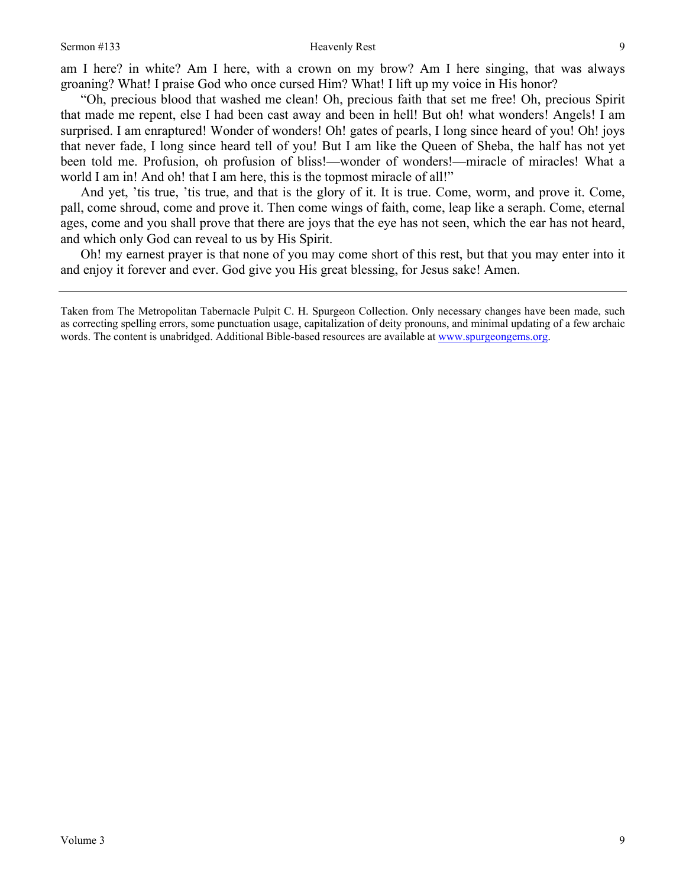am I here? in white? Am I here, with a crown on my brow? Am I here singing, that was always groaning? What! I praise God who once cursed Him? What! I lift up my voice in His honor?

"Oh, precious blood that washed me clean! Oh, precious faith that set me free! Oh, precious Spirit that made me repent, else I had been cast away and been in hell! But oh! what wonders! Angels! I am surprised. I am enraptured! Wonder of wonders! Oh! gates of pearls, I long since heard of you! Oh! joys that never fade, I long since heard tell of you! But I am like the Queen of Sheba, the half has not yet been told me. Profusion, oh profusion of bliss!—wonder of wonders!—miracle of miracles! What a world I am in! And oh! that I am here, this is the topmost miracle of all!"

And yet, 'tis true, 'tis true, and that is the glory of it. It is true. Come, worm, and prove it. Come, pall, come shroud, come and prove it. Then come wings of faith, come, leap like a seraph. Come, eternal ages, come and you shall prove that there are joys that the eye has not seen, which the ear has not heard, and which only God can reveal to us by His Spirit.

Oh! my earnest prayer is that none of you may come short of this rest, but that you may enter into it and enjoy it forever and ever. God give you His great blessing, for Jesus sake! Amen.

---

Taken from The Metropolitan Tabernacle Pulpit C. H. Spurgeon Collection. Only necessary changes have been made, such as correcting spelling errors, some punctuation usage, capitalization of deity pronouns, and minimal updating of a few archaic words. The content is unabridged. Additional Bible-based resources are available at www.spurgeongems.org.